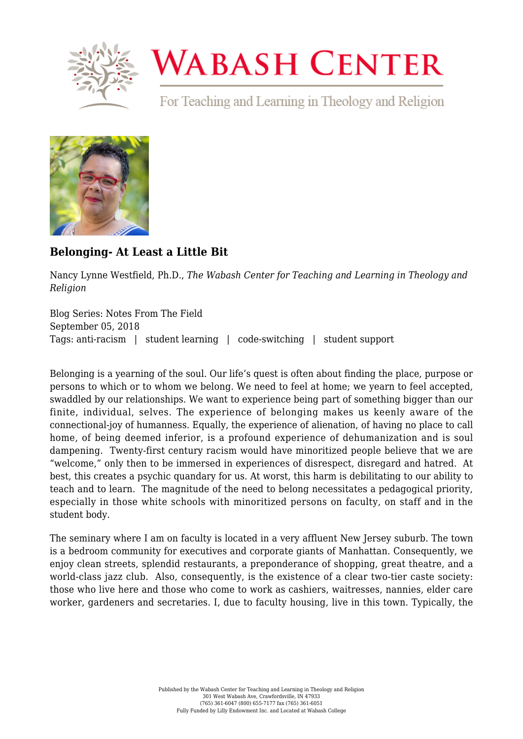# Wabash Center

For Teaching and Learning in Theology and Religion

## Belonging- At Least a Little Bit

Nancy Lynne Westfield, Ph.D., *The Wabash Center for Teaching and Learning in Theology and Religion*

Blog Series: Notes From The Field
September 05, 2018
Tags: anti-racism | student learning | code-switching | student support

Belonging is a yearning of the soul. Our life's quest is often about finding the place, purpose or persons to which or to whom we belong. We need to feel at home; we yearn to feel accepted, swaddled by our relationships. We want to experience being part of something bigger than our finite, individual, selves. The experience of belonging makes us keenly aware of the connectional-joy of humanness. Equally, the experience of alienation, of having no place to call home, of being deemed inferior, is a profound experience of dehumanization and is soul dampening. Twenty-first century racism would have minoritized people believe that we are "welcome," only then to be immersed in experiences of disrespect, disregard and hatred. At best, this creates a psychic quandary for us. At worst, this harm is debilitating to our ability to teach and to learn. The magnitude of the need to belong necessitates a pedagogical priority, especially in those white schools with minoritized persons on faculty, on staff and in the student body.

The seminary where I am on faculty is located in a very affluent New Jersey suburb. The town is a bedroom community for executives and corporate giants of Manhattan. Consequently, we enjoy clean streets, splendid restaurants, a preponderance of shopping, great theatre, and a world-class jazz club. Also, consequently, is the existence of a clear two-tier caste society: those who live here and those who come to work as cashiers, waitresses, nannies, elder care worker, gardeners and secretaries. I, due to faculty housing, live in this town. Typically, the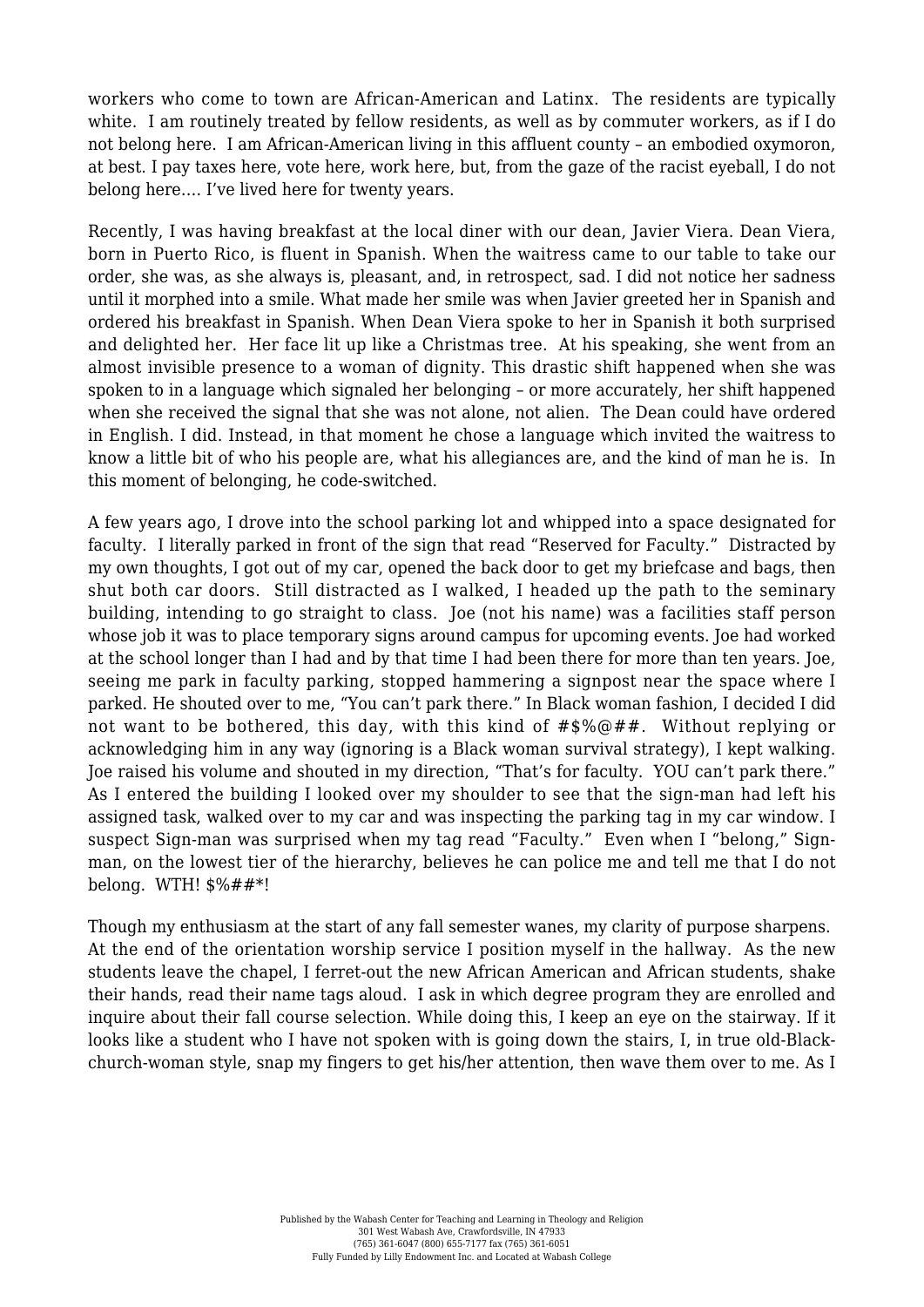workers who come to town are African-American and Latinx. The residents are typically white. I am routinely treated by fellow residents, as well as by commuter workers, as if I do not belong here. I am African-American living in this affluent county – an embodied oxymoron, at best. I pay taxes here, vote here, work here, but, from the gaze of the racist eyeball, I do not belong here…. I've lived here for twenty years.

Recently, I was having breakfast at the local diner with our dean, Javier Viera. Dean Viera, born in Puerto Rico, is fluent in Spanish. When the waitress came to our table to take our order, she was, as she always is, pleasant, and, in retrospect, sad. I did not notice her sadness until it morphed into a smile. What made her smile was when Javier greeted her in Spanish and ordered his breakfast in Spanish. When Dean Viera spoke to her in Spanish it both surprised and delighted her. Her face lit up like a Christmas tree. At his speaking, she went from an almost invisible presence to a woman of dignity. This drastic shift happened when she was spoken to in a language which signaled her belonging – or more accurately, her shift happened when she received the signal that she was not alone, not alien. The Dean could have ordered in English. I did. Instead, in that moment he chose a language which invited the waitress to know a little bit of who his people are, what his allegiances are, and the kind of man he is. In this moment of belonging, he code-switched.

A few years ago, I drove into the school parking lot and whipped into a space designated for faculty. I literally parked in front of the sign that read "Reserved for Faculty." Distracted by my own thoughts, I got out of my car, opened the back door to get my briefcase and bags, then shut both car doors. Still distracted as I walked, I headed up the path to the seminary building, intending to go straight to class. Joe (not his name) was a facilities staff person whose job it was to place temporary signs around campus for upcoming events. Joe had worked at the school longer than I had and by that time I had been there for more than ten years. Joe, seeing me park in faculty parking, stopped hammering a signpost near the space where I parked. He shouted over to me, "You can't park there." In Black woman fashion, I decided I did not want to be bothered, this day, with this kind of #$%@##. Without replying or acknowledging him in any way (ignoring is a Black woman survival strategy), I kept walking. Joe raised his volume and shouted in my direction, "That's for faculty. YOU can't park there." As I entered the building I looked over my shoulder to see that the sign-man had left his assigned task, walked over to my car and was inspecting the parking tag in my car window. I suspect Sign-man was surprised when my tag read "Faculty." Even when I "belong," Sign-man, on the lowest tier of the hierarchy, believes he can police me and tell me that I do not belong. WTH! $%##*!

Though my enthusiasm at the start of any fall semester wanes, my clarity of purpose sharpens. At the end of the orientation worship service I position myself in the hallway. As the new students leave the chapel, I ferret-out the new African American and African students, shake their hands, read their name tags aloud. I ask in which degree program they are enrolled and inquire about their fall course selection. While doing this, I keep an eye on the stairway. If it looks like a student who I have not spoken with is going down the stairs, I, in true old-Black-church-woman style, snap my fingers to get his/her attention, then wave them over to me. As I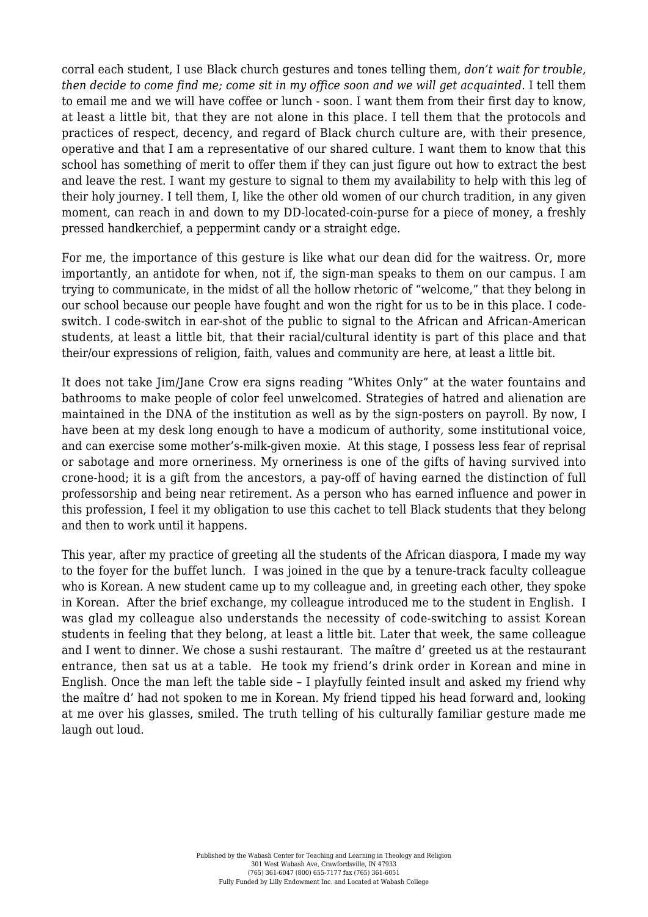corral each student, I use Black church gestures and tones telling them, *don't wait for trouble, then decide to come find me; come sit in my office soon and we will get acquainted*. I tell them to email me and we will have coffee or lunch - soon. I want them from their first day to know, at least a little bit, that they are not alone in this place. I tell them that the protocols and practices of respect, decency, and regard of Black church culture are, with their presence, operative and that I am a representative of our shared culture. I want them to know that this school has something of merit to offer them if they can just figure out how to extract the best and leave the rest. I want my gesture to signal to them my availability to help with this leg of their holy journey. I tell them, I, like the other old women of our church tradition, in any given moment, can reach in and down to my DD-located-coin-purse for a piece of money, a freshly pressed handkerchief, a peppermint candy or a straight edge.

For me, the importance of this gesture is like what our dean did for the waitress. Or, more importantly, an antidote for when, not if, the sign-man speaks to them on our campus. I am trying to communicate, in the midst of all the hollow rhetoric of "welcome," that they belong in our school because our people have fought and won the right for us to be in this place. I code-switch. I code-switch in ear-shot of the public to signal to the African and African-American students, at least a little bit, that their racial/cultural identity is part of this place and that their/our expressions of religion, faith, values and community are here, at least a little bit.

It does not take Jim/Jane Crow era signs reading "Whites Only" at the water fountains and bathrooms to make people of color feel unwelcomed. Strategies of hatred and alienation are maintained in the DNA of the institution as well as by the sign-posters on payroll. By now, I have been at my desk long enough to have a modicum of authority, some institutional voice, and can exercise some mother's-milk-given moxie. At this stage, I possess less fear of reprisal or sabotage and more orneriness. My orneriness is one of the gifts of having survived into crone-hood; it is a gift from the ancestors, a pay-off of having earned the distinction of full professorship and being near retirement. As a person who has earned influence and power in this profession, I feel it my obligation to use this cachet to tell Black students that they belong and then to work until it happens.

This year, after my practice of greeting all the students of the African diaspora, I made my way to the foyer for the buffet lunch. I was joined in the que by a tenure-track faculty colleague who is Korean. A new student came up to my colleague and, in greeting each other, they spoke in Korean. After the brief exchange, my colleague introduced me to the student in English. I was glad my colleague also understands the necessity of code-switching to assist Korean students in feeling that they belong, at least a little bit. Later that week, the same colleague and I went to dinner. We chose a sushi restaurant. The maître d' greeted us at the restaurant entrance, then sat us at a table. He took my friend's drink order in Korean and mine in English. Once the man left the table side – I playfully feinted insult and asked my friend why the maître d' had not spoken to me in Korean. My friend tipped his head forward and, looking at me over his glasses, smiled. The truth telling of his culturally familiar gesture made me laugh out loud.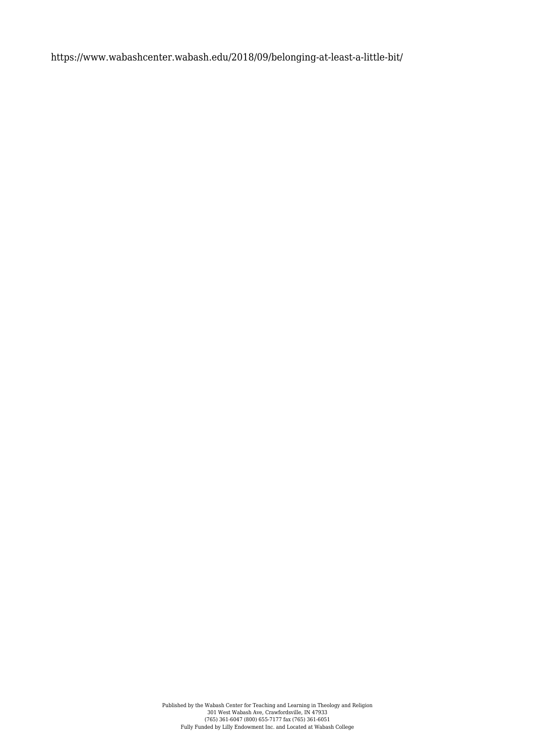https://www.wabashcenter.wabash.edu/2018/09/belonging-at-least-a-little-bit/